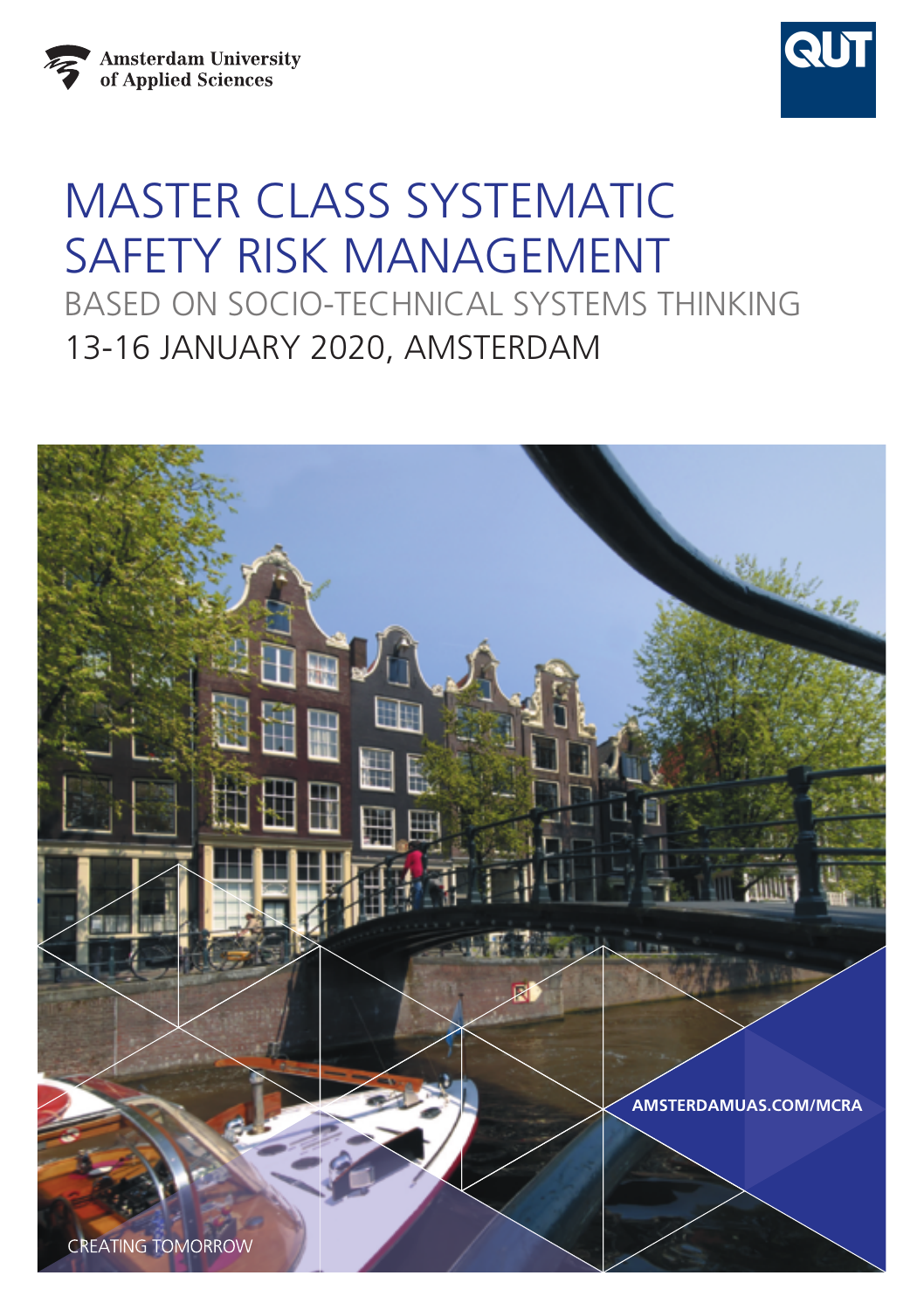Amsterdam University of Applied Sciences

QUT

# MASTER CLASS SYSTEMATIC SAFETY RISK MANAGEMENT

## BASED ON SOCIO-TECHNICAL SYSTEMS THINKING

13-16 JANUARY 2020, AMSTERDAM

AMSTERDAMUAS.COM/MCRA

CREATING TOMORROW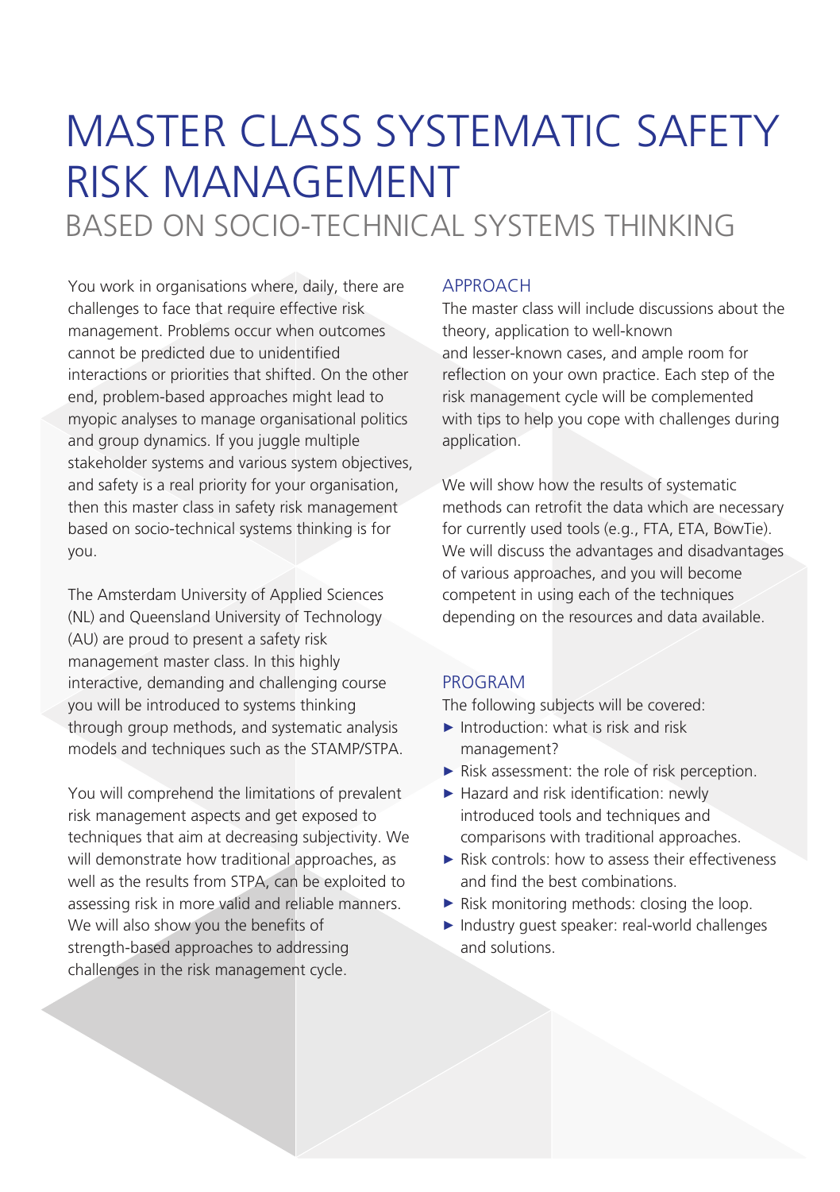# MASTER CLASS SYSTEMATIC SAFETY RISK MANAGEMENT

## BASED ON SOCIO-TECHNICAL SYSTEMS THINKING

You work in organisations where, daily, there are challenges to face that require effective risk management. Problems occur when outcomes cannot be predicted due to unidentified interactions or priorities that shifted. On the other end, problem-based approaches might lead to myopic analyses to manage organisational politics and group dynamics. If you juggle multiple stakeholder systems and various system objectives, and safety is a real priority for your organisation, then this master class in safety risk management based on socio-technical systems thinking is for you.

The Amsterdam University of Applied Sciences (NL) and Queensland University of Technology (AU) are proud to present a safety risk management master class. In this highly interactive, demanding and challenging course you will be introduced to systems thinking through group methods, and systematic analysis models and techniques such as the STAMP/STPA.

You will comprehend the limitations of prevalent risk management aspects and get exposed to techniques that aim at decreasing subjectivity. We will demonstrate how traditional approaches, as well as the results from STPA, can be exploited to assessing risk in more valid and reliable manners. We will also show you the benefits of strength-based approaches to addressing challenges in the risk management cycle.

### APPROACH

The master class will include discussions about the theory, application to well-known and lesser-known cases, and ample room for reflection on your own practice. Each step of the risk management cycle will be complemented with tips to help you cope with challenges during application.

We will show how the results of systematic methods can retrofit the data which are necessary for currently used tools (e.g., FTA, ETA, BowTie). We will discuss the advantages and disadvantages of various approaches, and you will become competent in using each of the techniques depending on the resources and data available.

### PROGRAM

The following subjects will be covered:

- Introduction: what is risk and risk management?
- Risk assessment: the role of risk perception.
- Hazard and risk identification: newly introduced tools and techniques and comparisons with traditional approaches.
- Risk controls: how to assess their effectiveness and find the best combinations.
- Risk monitoring methods: closing the loop.
- Industry guest speaker: real-world challenges and solutions.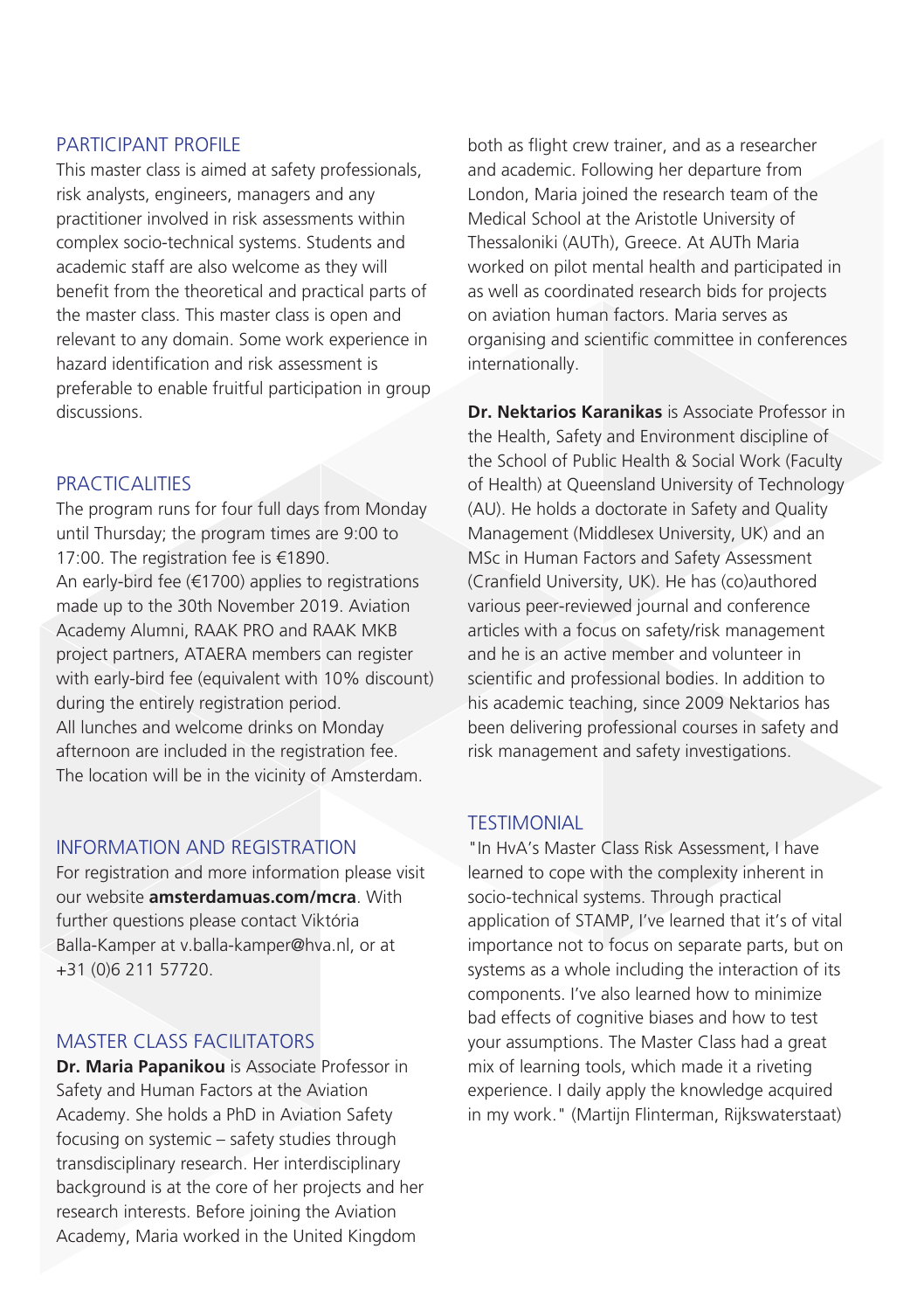## PARTICIPANT PROFILE

This master class is aimed at safety professionals, risk analysts, engineers, managers and any practitioner involved in risk assessments within complex socio-technical systems. Students and academic staff are also welcome as they will benefit from the theoretical and practical parts of the master class. This master class is open and relevant to any domain. Some work experience in hazard identification and risk assessment is preferable to enable fruitful participation in group discussions.

## PRACTICALITIES

The program runs for four full days from Monday until Thursday; the program times are 9:00 to 17:00. The registration fee is €1890.
An early-bird fee (€1700) applies to registrations made up to the 30th November 2019. Aviation Academy Alumni, RAAK PRO and RAAK MKB project partners, ATAERA members can register with early-bird fee (equivalent with 10% discount) during the entirely registration period.
All lunches and welcome drinks on Monday afternoon are included in the registration fee.
The location will be in the vicinity of Amsterdam.

## INFORMATION AND REGISTRATION

For registration and more information please visit our website **amsterdamuas.com/mcra**. With further questions please contact Viktória Balla-Kamper at v.balla-kamper@hva.nl, or at +31 (0)6 211 57720.

## MASTER CLASS FACILITATORS

**Dr. Maria Papanikou** is Associate Professor in Safety and Human Factors at the Aviation Academy. She holds a PhD in Aviation Safety focusing on systemic – safety studies through transdisciplinary research. Her interdisciplinary background is at the core of her projects and her research interests. Before joining the Aviation Academy, Maria worked in the United Kingdom both as flight crew trainer, and as a researcher and academic. Following her departure from London, Maria joined the research team of the Medical School at the Aristotle University of Thessaloniki (AUTh), Greece. At AUTh Maria worked on pilot mental health and participated in as well as coordinated research bids for projects on aviation human factors. Maria serves as organising and scientific committee in conferences internationally.

**Dr. Nektarios Karanikas** is Associate Professor in the Health, Safety and Environment discipline of the School of Public Health & Social Work (Faculty of Health) at Queensland University of Technology (AU). He holds a doctorate in Safety and Quality Management (Middlesex University, UK) and an MSc in Human Factors and Safety Assessment (Cranfield University, UK). He has (co)authored various peer-reviewed journal and conference articles with a focus on safety/risk management and he is an active member and volunteer in scientific and professional bodies. In addition to his academic teaching, since 2009 Nektarios has been delivering professional courses in safety and risk management and safety investigations.

## TESTIMONIAL

"In HvA's Master Class Risk Assessment, I have learned to cope with the complexity inherent in socio-technical systems. Through practical application of STAMP, I've learned that it's of vital importance not to focus on separate parts, but on systems as a whole including the interaction of its components. I've also learned how to minimize bad effects of cognitive biases and how to test your assumptions. The Master Class had a great mix of learning tools, which made it a riveting experience. I daily apply the knowledge acquired in my work." (Martijn Flinterman, Rijkswaterstaat)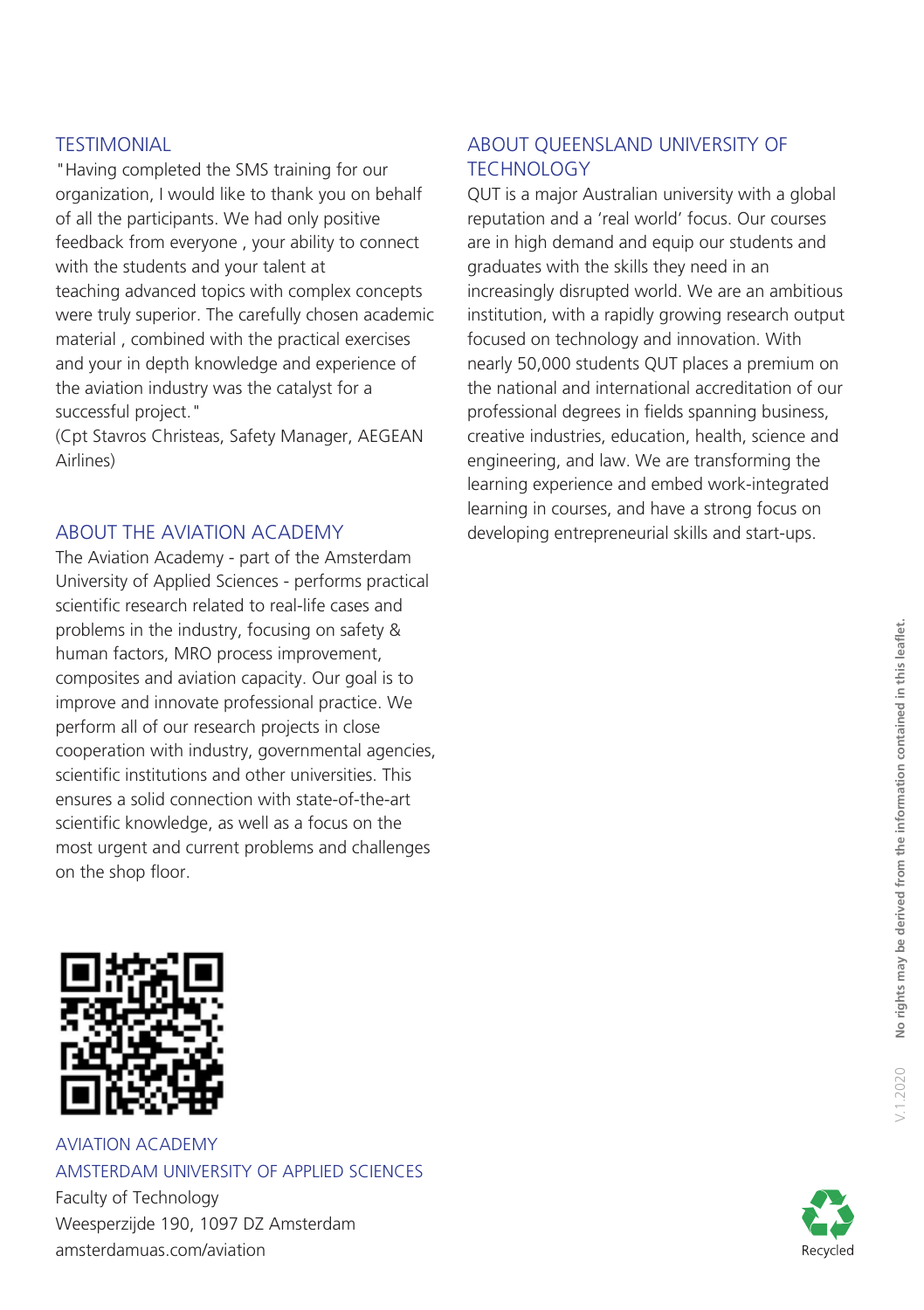## TESTIMONIAL

"Having completed the SMS training for our organization, I would like to thank you on behalf of all the participants. We had only positive feedback from everyone , your ability to connect with the students and your talent at teaching advanced topics with complex concepts were truly superior. The carefully chosen academic material , combined with the practical exercises and your in depth knowledge and experience of the aviation industry was the catalyst for a successful project."

(Cpt Stavros Christeas, Safety Manager, AEGEAN Airlines)

## ABOUT THE AVIATION ACADEMY

The Aviation Academy - part of the Amsterdam University of Applied Sciences - performs practical scientific research related to real-life cases and problems in the industry, focusing on safety & human factors, MRO process improvement, composites and aviation capacity. Our goal is to improve and innovate professional practice. We perform all of our research projects in close cooperation with industry, governmental agencies, scientific institutions and other universities. This ensures a solid connection with state-of-the-art scientific knowledge, as well as a focus on the most urgent and current problems and challenges on the shop floor.

## ABOUT QUEENSLAND UNIVERSITY OF TECHNOLOGY

QUT is a major Australian university with a global reputation and a 'real world' focus. Our courses are in high demand and equip our students and graduates with the skills they need in an increasingly disrupted world. We are an ambitious institution, with a rapidly growing research output focused on technology and innovation. With nearly 50,000 students QUT places a premium on the national and international accreditation of our professional degrees in fields spanning business, creative industries, education, health, science and engineering, and law. We are transforming the learning experience and embed work-integrated learning in courses, and have a strong focus on developing entrepreneurial skills and start-ups.

AVIATION ACADEMY
AMSTERDAM UNIVERSITY OF APPLIED SCIENCES
Faculty of Technology
Weesperzijde 190, 1097 DZ Amsterdam
amsterdamuas.com/aviation

V.1.2020 **No rights may be derived from the information contained in this leaflet.**

Recycled